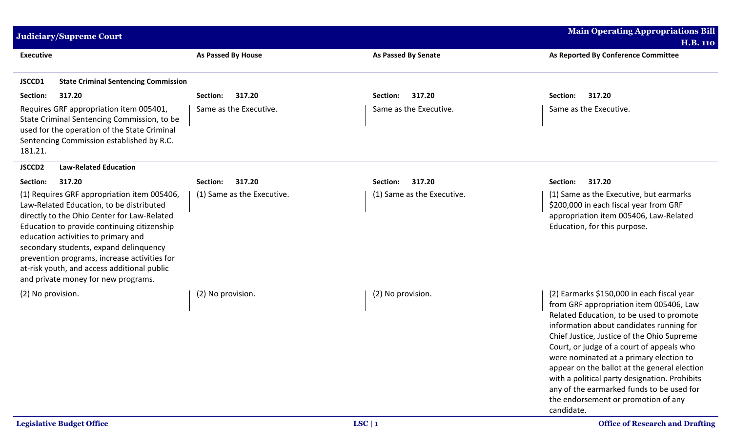| Executive | As Passed By House | As Passed By Senate | As Reported By Conference Committee |
|---|---|---|---|
| **JSCCD1 State Criminal Sentencing Commission** | | | |
| **Section: 317.20** | **Section: 317.20** | **Section: 317.20** | **Section: 317.20** |
| Requires GRF appropriation item 005401, State Criminal Sentencing Commission, to be used for the operation of the State Criminal Sentencing Commission established by R.C. 181.21. | Same as the Executive. | Same as the Executive. | Same as the Executive. |
| **JSCCD2 Law-Related Education** | | | |
| **Section: 317.20** | **Section: 317.20** | **Section: 317.20** | **Section: 317.20** |
| (1) Requires GRF appropriation item 005406, Law-Related Education, to be distributed directly to the Ohio Center for Law-Related Education to provide continuing citizenship education activities to primary and secondary students, expand delinquency prevention programs, increase activities for at-risk youth, and access additional public and private money for new programs. | (1) Same as the Executive. | (1) Same as the Executive. | (1) Same as the Executive, but earmarks \$200,000 in each fiscal year from GRF appropriation item 005406, Law-Related Education, for this purpose. |
| (2) No provision. | (2) No provision. | (2) No provision. | (2) Earmarks \$150,000 in each fiscal year from GRF appropriation item 005406, Law Related Education, to be used to promote information about candidates running for Chief Justice, Justice of the Ohio Supreme Court, or judge of a court of appeals who were nominated at a primary election to appear on the ballot at the general election with a political party designation. Prohibits any of the earmarked funds to be used for the endorsement or promotion of any candidate. |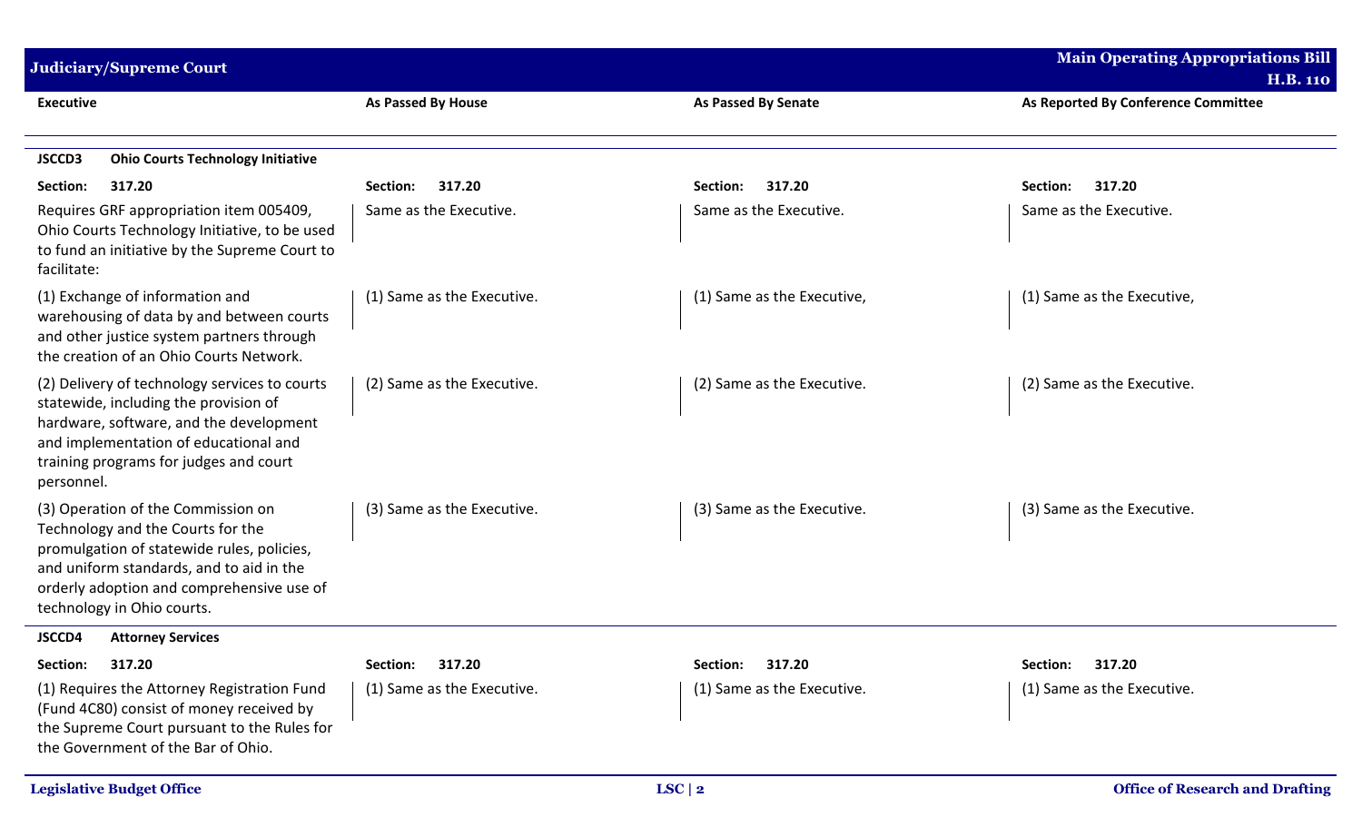| Executive | As Passed By House | As Passed By Senate | As Reported By Conference Committee |
|---|---|---|---|
| **JSCCD3 Ohio Courts Technology Initiative** | | | |
| **Section: 317.20** | **Section: 317.20** | **Section: 317.20** | **Section: 317.20** |
| Requires GRF appropriation item 005409, Ohio Courts Technology Initiative, to be used to fund an initiative by the Supreme Court to facilitate: | Same as the Executive. | Same as the Executive. | Same as the Executive. |
| (1) Exchange of information and warehousing of data by and between courts and other justice system partners through the creation of an Ohio Courts Network. | (1) Same as the Executive. | (1) Same as the Executive, | (1) Same as the Executive, |
| (2) Delivery of technology services to courts statewide, including the provision of hardware, software, and the development and implementation of educational and training programs for judges and court personnel. | (2) Same as the Executive. | (2) Same as the Executive. | (2) Same as the Executive. |
| (3) Operation of the Commission on Technology and the Courts for the promulgation of statewide rules, policies, and uniform standards, and to aid in the orderly adoption and comprehensive use of technology in Ohio courts. | (3) Same as the Executive. | (3) Same as the Executive. | (3) Same as the Executive. |
| **JSCCD4 Attorney Services** | | | |
| **Section: 317.20** | **Section: 317.20** | **Section: 317.20** | **Section: 317.20** |
| (1) Requires the Attorney Registration Fund (Fund 4C80) consist of money received by the Supreme Court pursuant to the Rules for the Government of the Bar of Ohio. | (1) Same as the Executive. | (1) Same as the Executive. | (1) Same as the Executive. |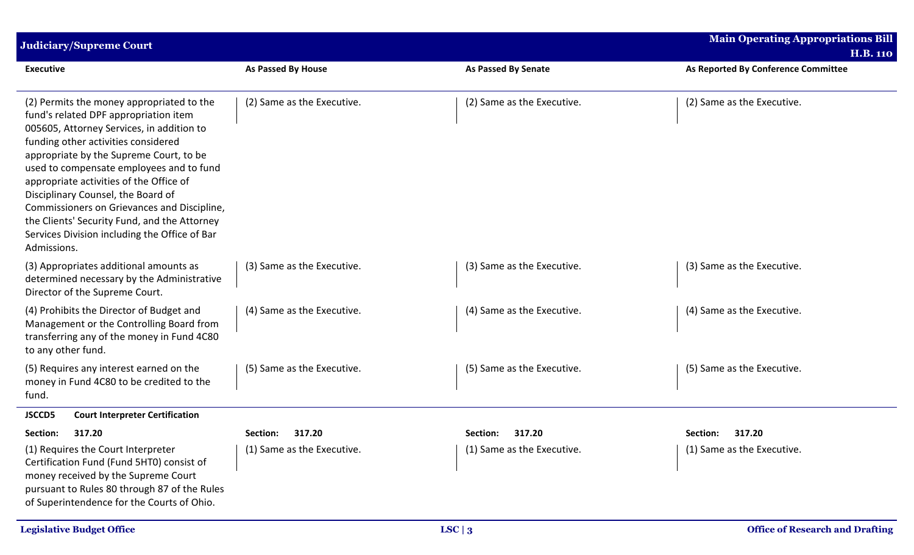| Executive | As Passed By House | As Passed By Senate | As Reported By Conference Committee |
|---|---|---|---|
| (2) Permits the money appropriated to the fund's related DPF appropriation item 005605, Attorney Services, in addition to funding other activities considered appropriate by the Supreme Court, to be used to compensate employees and to fund appropriate activities of the Office of Disciplinary Counsel, the Board of Commissioners on Grievances and Discipline, the Clients' Security Fund, and the Attorney Services Division including the Office of Bar Admissions. | (2) Same as the Executive. | (2) Same as the Executive. | (2) Same as the Executive. |
| (3) Appropriates additional amounts as determined necessary by the Administrative Director of the Supreme Court. | (3) Same as the Executive. | (3) Same as the Executive. | (3) Same as the Executive. |
| (4) Prohibits the Director of Budget and Management or the Controlling Board from transferring any of the money in Fund 4C80 to any other fund. | (4) Same as the Executive. | (4) Same as the Executive. | (4) Same as the Executive. |
| (5) Requires any interest earned on the money in Fund 4C80 to be credited to the fund. | (5) Same as the Executive. | (5) Same as the Executive. | (5) Same as the Executive. |
| **JSCCD5 Court Interpreter Certification** | | | |
| **Section: 317.20** | **Section: 317.20** | **Section: 317.20** | **Section: 317.20** |
| (1) Requires the Court Interpreter Certification Fund (Fund 5HT0) consist of money received by the Supreme Court pursuant to Rules 80 through 87 of the Rules of Superintendence for the Courts of Ohio. | (1) Same as the Executive. | (1) Same as the Executive. | (1) Same as the Executive. |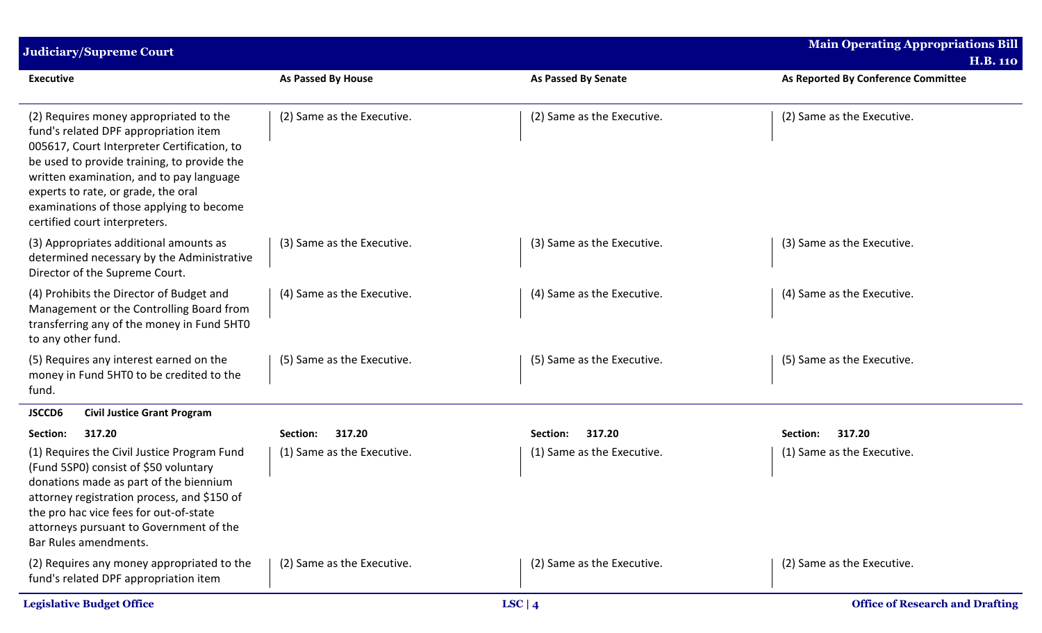| Executive | As Passed By House | As Passed By Senate | As Reported By Conference Committee |
|---|---|---|---|
| (2) Requires money appropriated to the fund's related DPF appropriation item 005617, Court Interpreter Certification, to be used to provide training, to provide the written examination, and to pay language experts to rate, or grade, the oral examinations of those applying to become certified court interpreters. | (2) Same as the Executive. | (2) Same as the Executive. | (2) Same as the Executive. |
| (3) Appropriates additional amounts as determined necessary by the Administrative Director of the Supreme Court. | (3) Same as the Executive. | (3) Same as the Executive. | (3) Same as the Executive. |
| (4) Prohibits the Director of Budget and Management or the Controlling Board from transferring any of the money in Fund 5HT0 to any other fund. | (4) Same as the Executive. | (4) Same as the Executive. | (4) Same as the Executive. |
| (5) Requires any interest earned on the money in Fund 5HT0 to be credited to the fund. | (5) Same as the Executive. | (5) Same as the Executive. | (5) Same as the Executive. |
| **JSCCD6 Civil Justice Grant Program** | | | |
| **Section: 317.20** | **Section: 317.20** | **Section: 317.20** | **Section: 317.20** |
| (1) Requires the Civil Justice Program Fund (Fund 5SP0) consist of $50 voluntary donations made as part of the biennium attorney registration process, and $150 of the pro hac vice fees for out-of-state attorneys pursuant to Government of the Bar Rules amendments. | (1) Same as the Executive. | (1) Same as the Executive. | (1) Same as the Executive. |
| (2) Requires any money appropriated to the fund's related DPF appropriation item | (2) Same as the Executive. | (2) Same as the Executive. | (2) Same as the Executive. |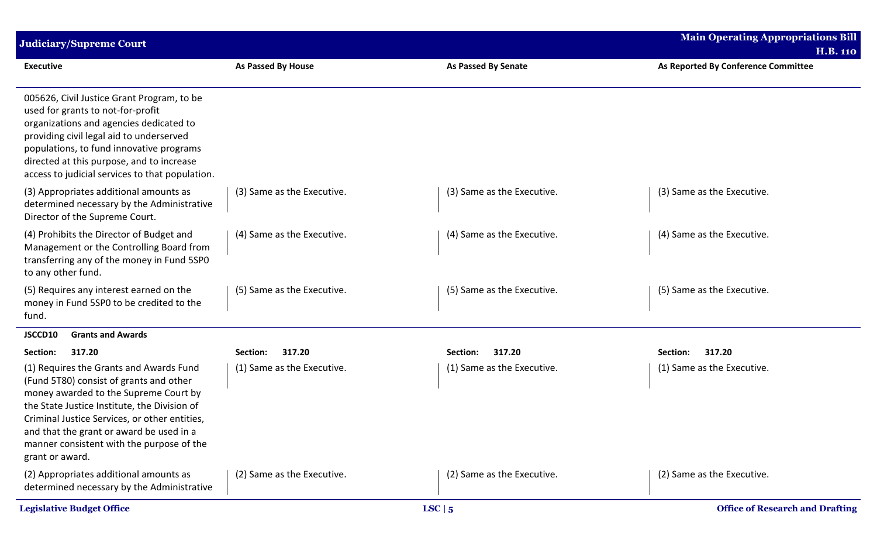| Executive | As Passed By House | As Passed By Senate | As Reported By Conference Committee |
|---|---|---|---|
| 005626, Civil Justice Grant Program, to be used for grants to not-for-profit organizations and agencies dedicated to providing civil legal aid to underserved populations, to fund innovative programs directed at this purpose, and to increase access to judicial services to that population. | | | |
| (3) Appropriates additional amounts as determined necessary by the Administrative Director of the Supreme Court. | (3) Same as the Executive. | (3) Same as the Executive. | (3) Same as the Executive. |
| (4) Prohibits the Director of Budget and Management or the Controlling Board from transferring any of the money in Fund 5SP0 to any other fund. | (4) Same as the Executive. | (4) Same as the Executive. | (4) Same as the Executive. |
| (5) Requires any interest earned on the money in Fund 5SP0 to be credited to the fund. | (5) Same as the Executive. | (5) Same as the Executive. | (5) Same as the Executive. |
| **JSCCD10 Grants and Awards** | | | |
| **Section: 317.20** | **Section: 317.20** | **Section: 317.20** | **Section: 317.20** |
| (1) Requires the Grants and Awards Fund (Fund 5T80) consist of grants and other money awarded to the Supreme Court by the State Justice Institute, the Division of Criminal Justice Services, or other entities, and that the grant or award be used in a manner consistent with the purpose of the grant or award. | (1) Same as the Executive. | (1) Same as the Executive. | (1) Same as the Executive. |
| (2) Appropriates additional amounts as determined necessary by the Administrative | (2) Same as the Executive. | (2) Same as the Executive. | (2) Same as the Executive. |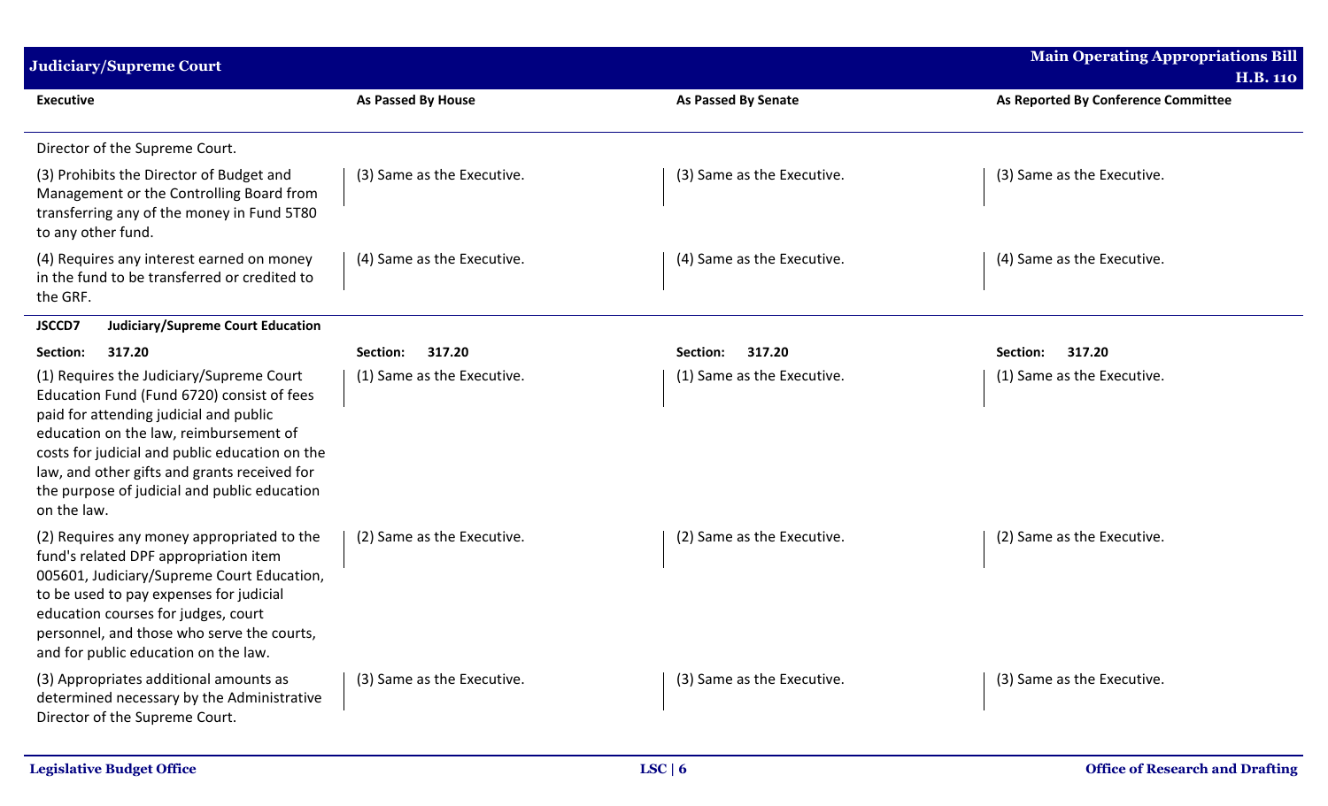| Executive | As Passed By House | As Passed By Senate | As Reported By Conference Committee |
|---|---|---|---|
| Director of the Supreme Court. | | | |
| (3) Prohibits the Director of Budget and Management or the Controlling Board from transferring any of the money in Fund 5T80 to any other fund. | (3) Same as the Executive. | (3) Same as the Executive. | (3) Same as the Executive. |
| (4) Requires any interest earned on money in the fund to be transferred or credited to the GRF. | (4) Same as the Executive. | (4) Same as the Executive. | (4) Same as the Executive. |
| **JSCCD7 Judiciary/Supreme Court Education** | | | |
| **Section: 317.20** | **Section: 317.20** | **Section: 317.20** | **Section: 317.20** |
| (1) Requires the Judiciary/Supreme Court Education Fund (Fund 6720) consist of fees paid for attending judicial and public education on the law, reimbursement of costs for judicial and public education on the law, and other gifts and grants received for the purpose of judicial and public education on the law. | (1) Same as the Executive. | (1) Same as the Executive. | (1) Same as the Executive. |
| (2) Requires any money appropriated to the fund's related DPF appropriation item 005601, Judiciary/Supreme Court Education, to be used to pay expenses for judicial education courses for judges, court personnel, and those who serve the courts, and for public education on the law. | (2) Same as the Executive. | (2) Same as the Executive. | (2) Same as the Executive. |
| (3) Appropriates additional amounts as determined necessary by the Administrative Director of the Supreme Court. | (3) Same as the Executive. | (3) Same as the Executive. | (3) Same as the Executive. |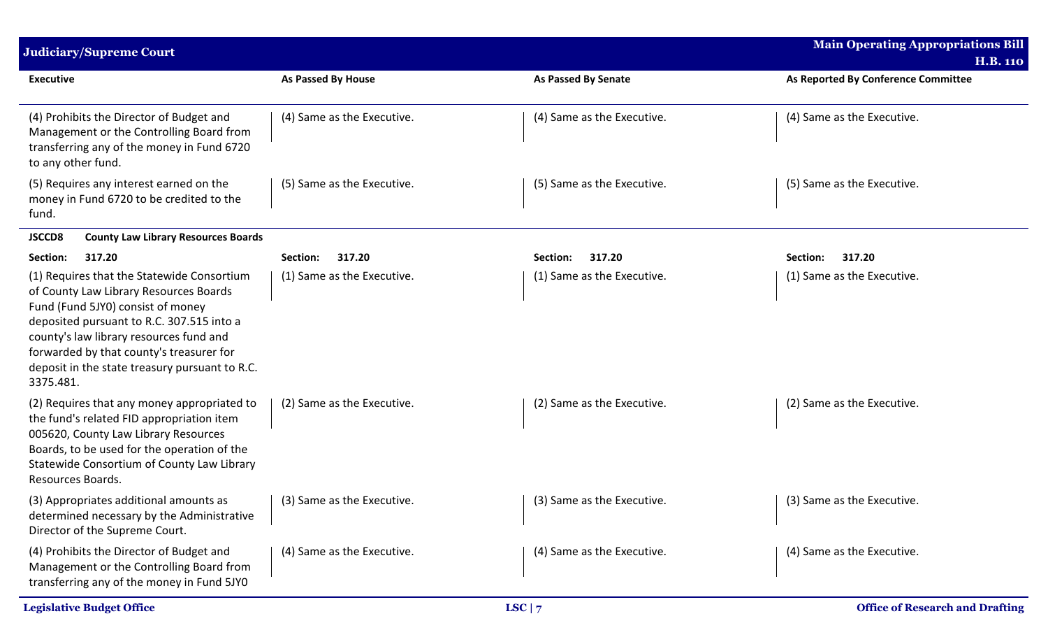| Executive | As Passed By House | As Passed By Senate | As Reported By Conference Committee |
|---|---|---|---|
| (4) Prohibits the Director of Budget and Management or the Controlling Board from transferring any of the money in Fund 6720 to any other fund. | (4) Same as the Executive. | (4) Same as the Executive. | (4) Same as the Executive. |
| (5) Requires any interest earned on the money in Fund 6720 to be credited to the fund. | (5) Same as the Executive. | (5) Same as the Executive. | (5) Same as the Executive. |
| **JSCCD8 County Law Library Resources Boards** | | | |
| **Section: 317.20** | **Section: 317.20** | **Section: 317.20** | **Section: 317.20** |
| (1) Requires that the Statewide Consortium of County Law Library Resources Boards Fund (Fund 5JY0) consist of money deposited pursuant to R.C. 307.515 into a county's law library resources fund and forwarded by that county's treasurer for deposit in the state treasury pursuant to R.C. 3375.481. | (1) Same as the Executive. | (1) Same as the Executive. | (1) Same as the Executive. |
| (2) Requires that any money appropriated to the fund's related FID appropriation item 005620, County Law Library Resources Boards, to be used for the operation of the Statewide Consortium of County Law Library Resources Boards. | (2) Same as the Executive. | (2) Same as the Executive. | (2) Same as the Executive. |
| (3) Appropriates additional amounts as determined necessary by the Administrative Director of the Supreme Court. | (3) Same as the Executive. | (3) Same as the Executive. | (3) Same as the Executive. |
| (4) Prohibits the Director of Budget and Management or the Controlling Board from transferring any of the money in Fund 5JY0 | (4) Same as the Executive. | (4) Same as the Executive. | (4) Same as the Executive. |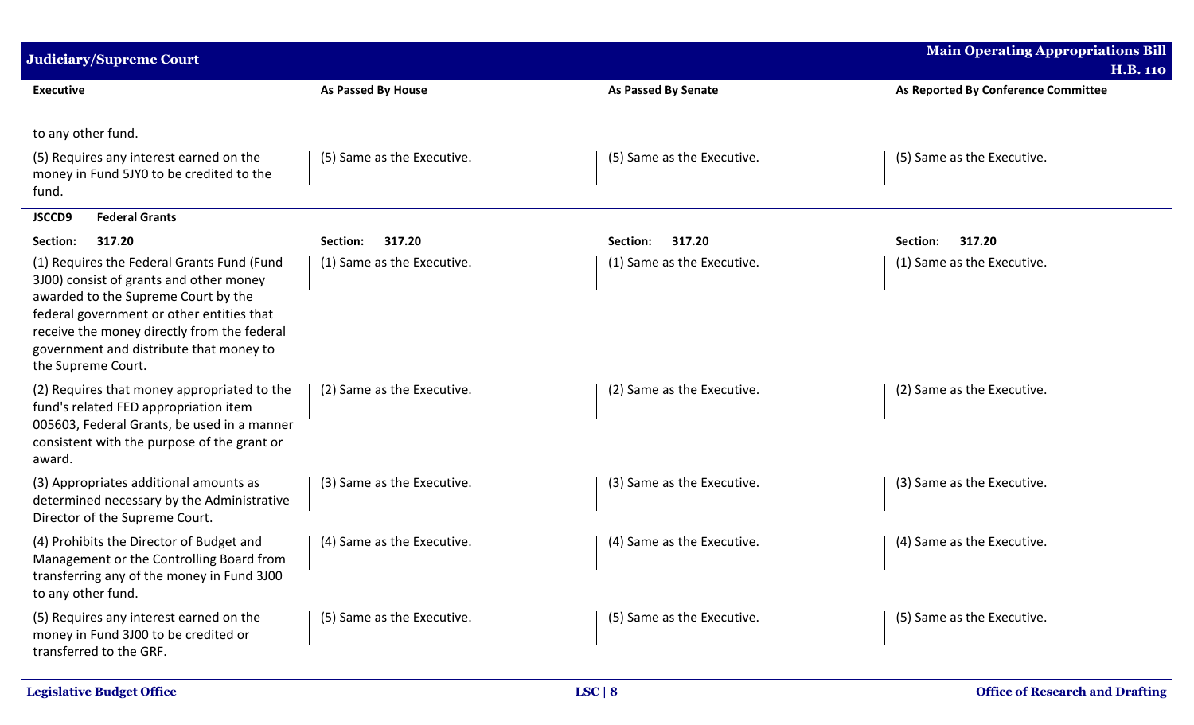| Executive | As Passed By House | As Passed By Senate | As Reported By Conference Committee |
|---|---|---|---|
| to any other fund. | | | |
| (5) Requires any interest earned on the money in Fund 5JY0 to be credited to the fund. | (5) Same as the Executive. | (5) Same as the Executive. | (5) Same as the Executive. |
| **JSCCD9 Federal Grants** | | | |
| **Section: 317.20** | **Section: 317.20** | **Section: 317.20** | **Section: 317.20** |
| (1) Requires the Federal Grants Fund (Fund 3J00) consist of grants and other money awarded to the Supreme Court by the federal government or other entities that receive the money directly from the federal government and distribute that money to the Supreme Court. | (1) Same as the Executive. | (1) Same as the Executive. | (1) Same as the Executive. |
| (2) Requires that money appropriated to the fund's related FED appropriation item 005603, Federal Grants, be used in a manner consistent with the purpose of the grant or award. | (2) Same as the Executive. | (2) Same as the Executive. | (2) Same as the Executive. |
| (3) Appropriates additional amounts as determined necessary by the Administrative Director of the Supreme Court. | (3) Same as the Executive. | (3) Same as the Executive. | (3) Same as the Executive. |
| (4) Prohibits the Director of Budget and Management or the Controlling Board from transferring any of the money in Fund 3J00 to any other fund. | (4) Same as the Executive. | (4) Same as the Executive. | (4) Same as the Executive. |
| (5) Requires any interest earned on the money in Fund 3J00 to be credited or transferred to the GRF. | (5) Same as the Executive. | (5) Same as the Executive. | (5) Same as the Executive. |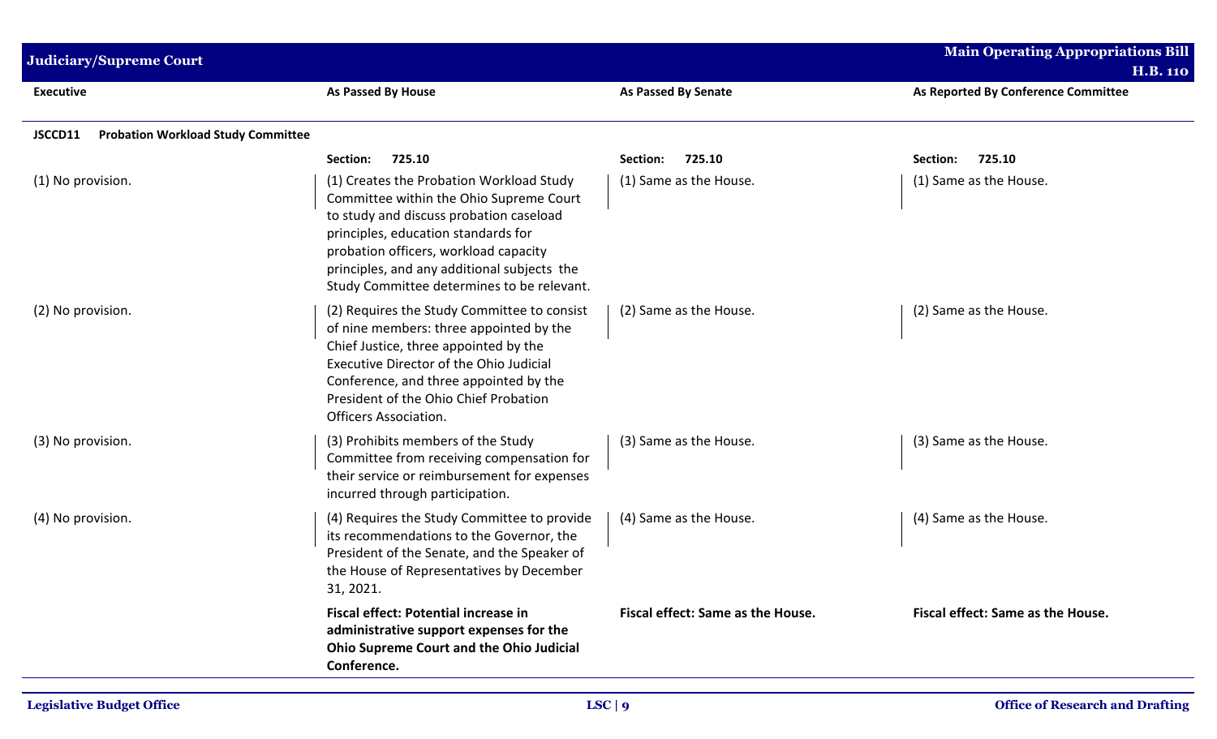| Executive | As Passed By House | As Passed By Senate | As Reported By Conference Committee |
|---|---|---|---|
| **JSCCD11 Probation Workload Study Committee** | | | |
| | **Section: 725.10** | **Section: 725.10** | **Section: 725.10** |
| (1) No provision. | (1) Creates the Probation Workload Study Committee within the Ohio Supreme Court to study and discuss probation caseload principles, education standards for probation officers, workload capacity principles, and any additional subjects the Study Committee determines to be relevant. | (1) Same as the House. | (1) Same as the House. |
| (2) No provision. | (2) Requires the Study Committee to consist of nine members: three appointed by the Chief Justice, three appointed by the Executive Director of the Ohio Judicial Conference, and three appointed by the President of the Ohio Chief Probation Officers Association. | (2) Same as the House. | (2) Same as the House. |
| (3) No provision. | (3) Prohibits members of the Study Committee from receiving compensation for their service or reimbursement for expenses incurred through participation. | (3) Same as the House. | (3) Same as the House. |
| (4) No provision. | (4) Requires the Study Committee to provide its recommendations to the Governor, the President of the Senate, and the Speaker of the House of Representatives by December 31, 2021. | (4) Same as the House. | (4) Same as the House. |
| | **Fiscal effect: Potential increase in administrative support expenses for the Ohio Supreme Court and the Ohio Judicial Conference.** | **Fiscal effect: Same as the House.** | **Fiscal effect: Same as the House.** |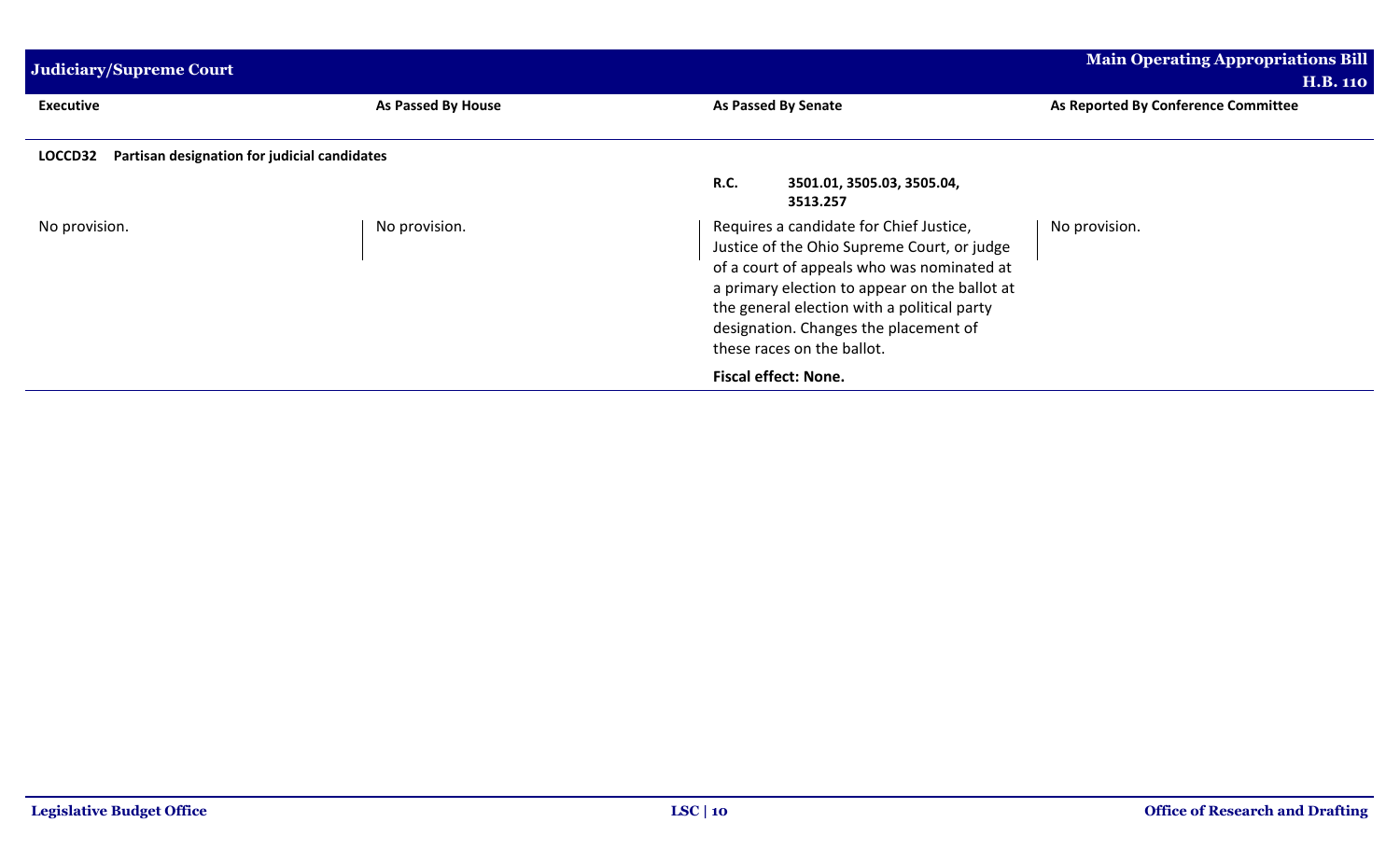| Executive | As Passed By House | As Passed By Senate | As Reported By Conference Committee |
|---|---|---|---|
| **LOCCD32 Partisan designation for judicial candidates** | | | |
| | | **R.C. 3501.01, 3505.03, 3505.04, 3513.257** | |
| No provision. | No provision. | Requires a candidate for Chief Justice, Justice of the Ohio Supreme Court, or judge of a court of appeals who was nominated at a primary election to appear on the ballot at the general election with a political party designation. Changes the placement of these races on the ballot. | No provision. |
| | | **Fiscal effect: None.** | |